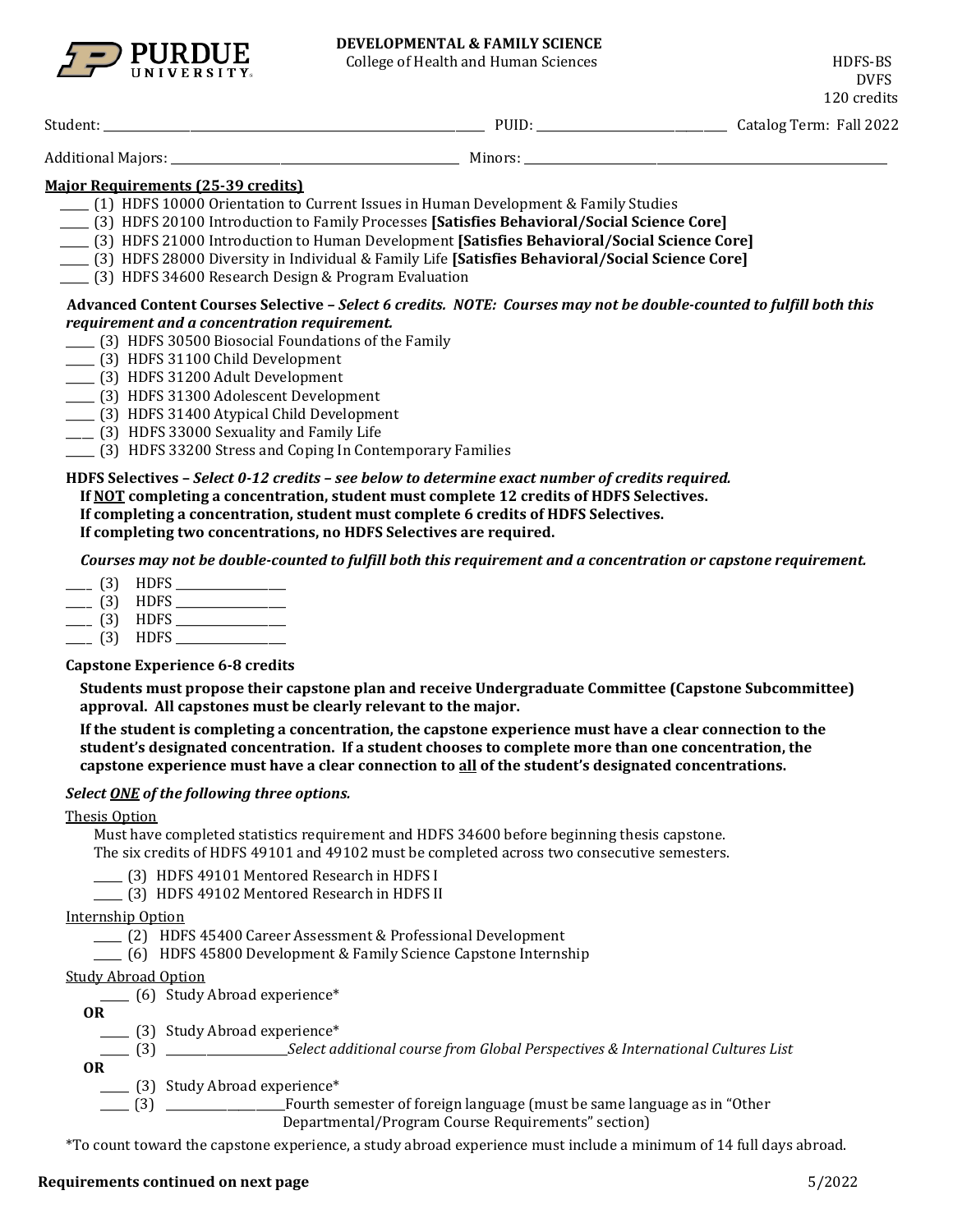**DEVELOPMENTAL & FAMILY SCIENCE**
College of Health and Human Sciences

HDFS-BS
DVFS
120 credits

Student: ______________________ PUID: ______________ Catalog Term: Fall 2022

Additional Majors: ______________________ Minors: ______________________

## Major Requirements (25-39 credits)

- ____ (1) HDFS 10000 Orientation to Current Issues in Human Development & Family Studies
- ____ (3) HDFS 20100 Introduction to Family Processes **[Satisfies Behavioral/Social Science Core]**
- ____ (3) HDFS 21000 Introduction to Human Development **[Satisfies Behavioral/Social Science Core]**
- ____ (3) HDFS 28000 Diversity in Individual & Family Life **[Satisfies Behavioral/Social Science Core]**
- ____ (3) HDFS 34600 Research Design & Program Evaluation

**Advanced Content Courses Selective –** ***Select 6 credits. NOTE: Courses may not be double-counted to fulfill both this requirement and a concentration requirement.***

- ____ (3) HDFS 30500 Biosocial Foundations of the Family
- ____ (3) HDFS 31100 Child Development
- ____ (3) HDFS 31200 Adult Development
- ____ (3) HDFS 31300 Adolescent Development
- ____ (3) HDFS 31400 Atypical Child Development
- ____ (3) HDFS 33000 Sexuality and Family Life
- ____ (3) HDFS 33200 Stress and Coping In Contemporary Families

**HDFS Selectives –** ***Select 0-12 credits – see below to determine exact number of credits required.***
**If NOT completing a concentration, student must complete 12 credits of HDFS Selectives.**
**If completing a concentration, student must complete 6 credits of HDFS Selectives.**
**If completing two concentrations, no HDFS Selectives are required.**

***Courses may not be double-counted to fulfill both this requirement and a concentration or capstone requirement.***

- ____ (3) HDFS ____________
- ____ (3) HDFS ____________
- ____ (3) HDFS ____________
- ____ (3) HDFS ____________

**Capstone Experience 6-8 credits**

**Students must propose their capstone plan and receive Undergraduate Committee (Capstone Subcommittee) approval. All capstones must be clearly relevant to the major.**

**If the student is completing a concentration, the capstone experience must have a clear connection to the student's designated concentration. If a student chooses to complete more than one concentration, the capstone experience must have a clear connection to all of the student's designated concentrations.**

***Select ONE of the following three options.***

Thesis Option

Must have completed statistics requirement and HDFS 34600 before beginning thesis capstone.
The six credits of HDFS 49101 and 49102 must be completed across two consecutive semesters.

- ____ (3) HDFS 49101 Mentored Research in HDFS I
- ____ (3) HDFS 49102 Mentored Research in HDFS II

Internship Option

- ____ (2) HDFS 45400 Career Assessment & Professional Development
- ____ (6) HDFS 45800 Development & Family Science Capstone Internship

Study Abroad Option

- ____ (6) Study Abroad experience*

**OR**

- ____ (3) Study Abroad experience*
- ____ (3) ____________ *Select additional course from Global Perspectives & International Cultures List*

**OR**

- ____ (3) Study Abroad experience*
- ____ (3) ____________ Fourth semester of foreign language (must be same language as in "Other Departmental/Program Course Requirements" section)

*To count toward the capstone experience, a study abroad experience must include a minimum of 14 full days abroad.

**Requirements continued on next page**

5/2022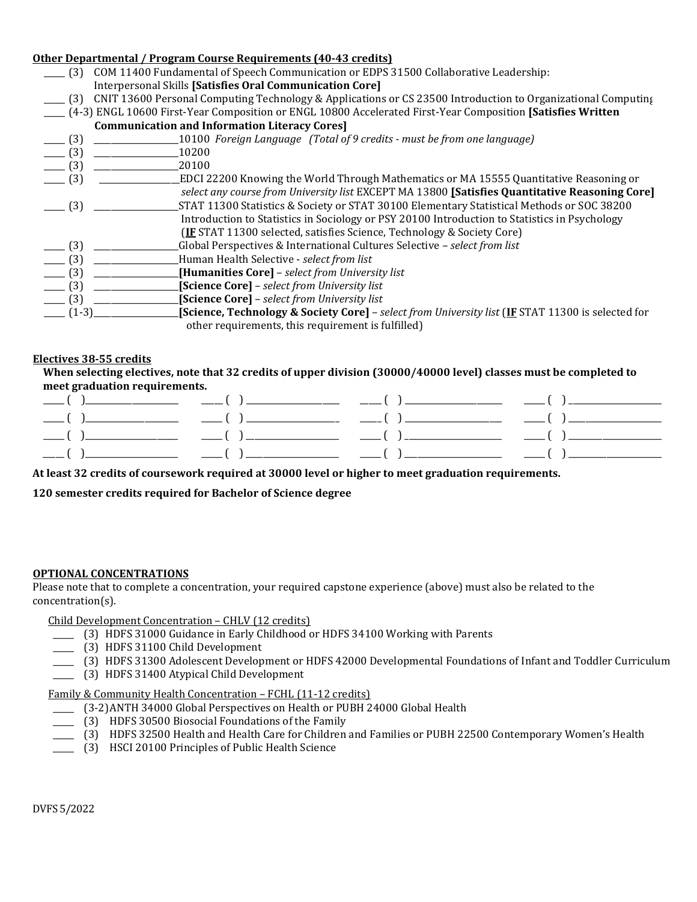**Other Departmental / Program Course Requirements (40-43 credits)**

- _____ (3) COM 11400 Fundamental of Speech Communication or EDPS 31500 Collaborative Leadership: Interpersonal Skills **[Satisfies Oral Communication Core]**
- _____ (3) CNIT 13600 Personal Computing Technology & Applications or CS 23500 Introduction to Organizational Computing
- _____ (4-3) ENGL 10600 First-Year Composition or ENGL 10800 Accelerated First-Year Composition **[Satisfies Written Communication and Information Literacy Cores]**
- _____ (3) ___________________10100 *Foreign Language (Total of 9 credits - must be from one language)*
- _____ (3) ___________________10200
- _____ (3) ___________________20100
- _____ (3) ___________________EDCI 22200 Knowing the World Through Mathematics or MA 15555 Quantitative Reasoning or *select any course from University list* EXCEPT MA 13800 **[Satisfies Quantitative Reasoning Core]**
- _____ (3) ___________________STAT 11300 Statistics & Society or STAT 30100 Elementary Statistical Methods or SOC 38200 Introduction to Statistics in Sociology or PSY 20100 Introduction to Statistics in Psychology (**IF** STAT 11300 selected, satisfies Science, Technology & Society Core)
- _____ (3) ___________________Global Perspectives & International Cultures Selective – *select from list*
- _____ (3) ___________________Human Health Selective - *select from list*
- _____ (3) ___________________**[Humanities Core]** – *select from University list*
- _____ (3) ___________________**[Science Core]** – *select from University list*
- _____ (3) ___________________**[Science Core]** – *select from University list*
- _____ (1-3)___________________**[Science, Technology & Society Core]** – *select from University list* (**IF** STAT 11300 is selected for other requirements, this requirement is fulfilled)

**Electives 38-55 credits**

**When selecting electives, note that 32 credits of upper division (30000/40000 level) classes must be completed to meet graduation requirements.**

| | | | |
|---|---|---|---|
| _____ ( )____________________ | _____ ( )____________________ | _____ ( )____________________ | _____ ( )____________________ |
| _____ ( )____________________ | _____ ( )____________________ | _____ ( )____________________ | _____ ( )____________________ |
| _____ ( )____________________ | _____ ( )____________________ | _____ ( )____________________ | _____ ( )____________________ |
| _____ ( )____________________ | _____ ( )____________________ | _____ ( )____________________ | _____ ( )____________________ |

**At least 32 credits of coursework required at 30000 level or higher to meet graduation requirements.**

**120 semester credits required for Bachelor of Science degree**

**OPTIONAL CONCENTRATIONS**

Please note that to complete a concentration, your required capstone experience (above) must also be related to the concentration(s).

Child Development Concentration – CHLV (12 credits)

- _____ (3) HDFS 31000 Guidance in Early Childhood or HDFS 34100 Working with Parents
- _____ (3) HDFS 31100 Child Development
- _____ (3) HDFS 31300 Adolescent Development or HDFS 42000 Developmental Foundations of Infant and Toddler Curriculum
- _____ (3) HDFS 31400 Atypical Child Development

Family & Community Health Concentration – FCHL (11-12 credits)

- _____ (3-2) ANTH 34000 Global Perspectives on Health or PUBH 24000 Global Health
- _____ (3) HDFS 30500 Biosocial Foundations of the Family
- _____ (3) HDFS 32500 Health and Health Care for Children and Families or PUBH 22500 Contemporary Women's Health
- _____ (3) HSCI 20100 Principles of Public Health Science

DVFS 5/2022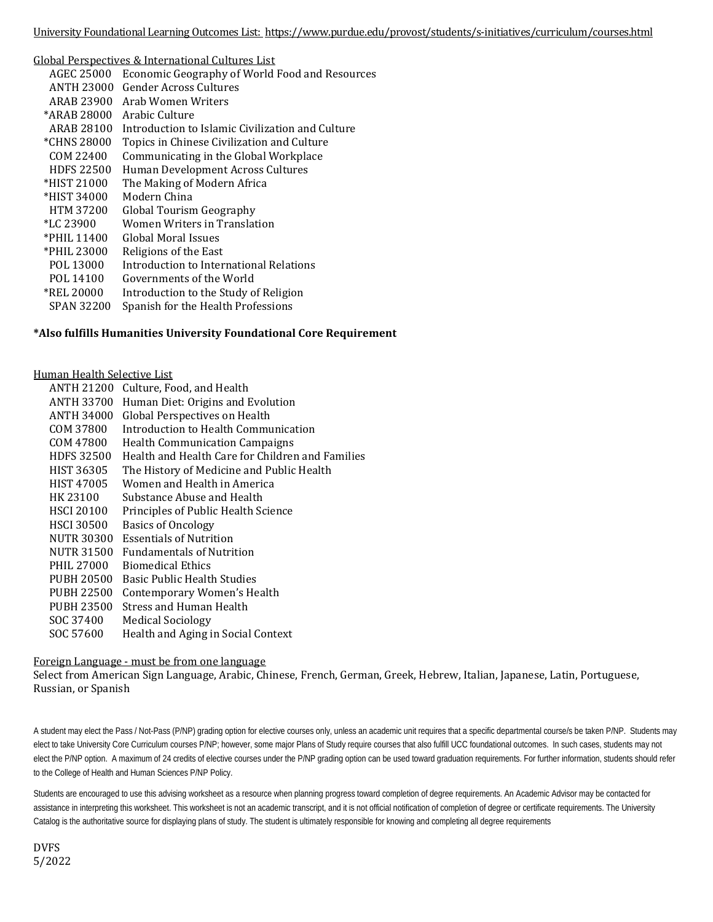University Foundational Learning Outcomes List: https://www.purdue.edu/provost/students/s-initiatives/curriculum/courses.html

Global Perspectives & International Cultures List

| | |
|---|---|
| AGEC 25000 | Economic Geography of World Food and Resources |
| ANTH 23000 | Gender Across Cultures |
| ARAB 23900 | Arab Women Writers |
| *ARAB 28000 | Arabic Culture |
| ARAB 28100 | Introduction to Islamic Civilization and Culture |
| *CHNS 28000 | Topics in Chinese Civilization and Culture |
| COM 22400 | Communicating in the Global Workplace |
| HDFS 22500 | Human Development Across Cultures |
| *HIST 21000 | The Making of Modern Africa |
| *HIST 34000 | Modern China |
| HTM 37200 | Global Tourism Geography |
| *LC 23900 | Women Writers in Translation |
| *PHIL 11400 | Global Moral Issues |
| *PHIL 23000 | Religions of the East |
| POL 13000 | Introduction to International Relations |
| POL 14100 | Governments of the World |
| *REL 20000 | Introduction to the Study of Religion |
| SPAN 32200 | Spanish for the Health Professions |

**\*Also fulfills Humanities University Foundational Core Requirement**

Human Health Selective List

| | |
|---|---|
| ANTH 21200 | Culture, Food, and Health |
| ANTH 33700 | Human Diet: Origins and Evolution |
| ANTH 34000 | Global Perspectives on Health |
| COM 37800 | Introduction to Health Communication |
| COM 47800 | Health Communication Campaigns |
| HDFS 32500 | Health and Health Care for Children and Families |
| HIST 36305 | The History of Medicine and Public Health |
| HIST 47005 | Women and Health in America |
| HK 23100 | Substance Abuse and Health |
| HSCI 20100 | Principles of Public Health Science |
| HSCI 30500 | Basics of Oncology |
| NUTR 30300 | Essentials of Nutrition |
| NUTR 31500 | Fundamentals of Nutrition |
| PHIL 27000 | Biomedical Ethics |
| PUBH 20500 | Basic Public Health Studies |
| PUBH 22500 | Contemporary Women's Health |
| PUBH 23500 | Stress and Human Health |
| SOC 37400 | Medical Sociology |
| SOC 57600 | Health and Aging in Social Context |

Foreign Language - must be from one language

Select from American Sign Language, Arabic, Chinese, French, German, Greek, Hebrew, Italian, Japanese, Latin, Portuguese, Russian, or Spanish

A student may elect the Pass / Not-Pass (P/NP) grading option for elective courses only, unless an academic unit requires that a specific departmental course/s be taken P/NP. Students may elect to take University Core Curriculum courses P/NP; however, some major Plans of Study require courses that also fulfill UCC foundational outcomes. In such cases, students may not elect the P/NP option. A maximum of 24 credits of elective courses under the P/NP grading option can be used toward graduation requirements. For further information, students should refer to the College of Health and Human Sciences P/NP Policy.

Students are encouraged to use this advising worksheet as a resource when planning progress toward completion of degree requirements. An Academic Advisor may be contacted for assistance in interpreting this worksheet. This worksheet is not an academic transcript, and it is not official notification of completion of degree or certificate requirements. The University Catalog is the authoritative source for displaying plans of study. The student is ultimately responsible for knowing and completing all degree requirements

DVFS
5/2022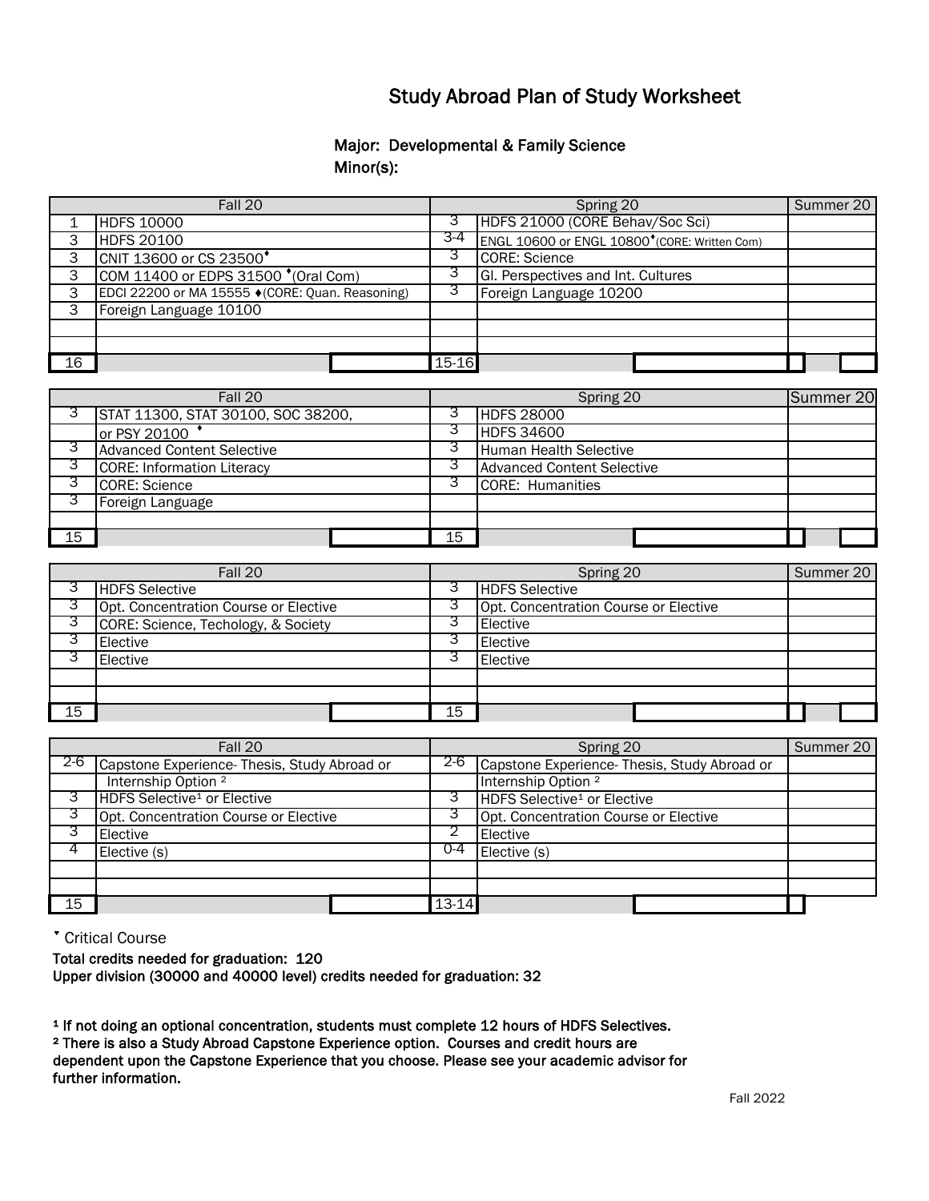# Study Abroad Plan of Study Worksheet

**Major: Developmental & Family Science**
**Minor(s):**

| Fall 20 | | Spring 20 | | Summer 20 |
|---|---|---|---|---|
| 1 | HDFS 10000 | 3 | HDFS 21000 (CORE Behav/Soc Sci) | |
| 3 | HDFS 20100 | 3-4 | ENGL 10600 or ENGL 10800♦(CORE: Written Com) | |
| 3 | CNIT 13600 or CS 23500♦ | 3 | CORE: Science | |
| 3 | COM 11400 or EDPS 31500 ♦(Oral Com) | 3 | Gl. Perspectives and Int. Cultures | |
| 3 | EDCI 22200 or MA 15555 ♦(CORE: Quan. Reasoning) | 3 | Foreign Language 10200 | |
| 3 | Foreign Language 10100 | | | |
| 16 | | 15-16 | | |

| Fall 20 | | Spring 20 | | Summer 20 |
|---|---|---|---|---|
| 3 | STAT 11300, STAT 30100, SOC 38200, or PSY 20100 ♦ | 3 | HDFS 28000 | |
| | | 3 | HDFS 34600 | |
| 3 | Advanced Content Selective | 3 | Human Health Selective | |
| 3 | CORE: Information Literacy | 3 | Advanced Content Selective | |
| 3 | CORE: Science | 3 | CORE: Humanities | |
| 3 | Foreign Language | | | |
| 15 | | 15 | | |

| Fall 20 | | Spring 20 | | Summer 20 |
|---|---|---|---|---|
| 3 | HDFS Selective | 3 | HDFS Selective | |
| 3 | Opt. Concentration Course or Elective | 3 | Opt. Concentration Course or Elective | |
| 3 | CORE: Science, Techology, & Society | 3 | Elective | |
| 3 | Elective | 3 | Elective | |
| 3 | Elective | 3 | Elective | |
| 15 | | 15 | | |

| Fall 20 | | Spring 20 | | Summer 20 |
|---|---|---|---|---|
| 2-6 | Capstone Experience- Thesis, Study Abroad or Internship Option [2] | 2-6 | Capstone Experience- Thesis, Study Abroad or Internship Option [2] | |
| 3 | HDFS Selective[1] or Elective | 3 | HDFS Selective[1] or Elective | |
| 3 | Opt. Concentration Course or Elective | 3 | Opt. Concentration Course or Elective | |
| 3 | Elective | 2 | Elective | |
| 4 | Elective (s) | 0-4 | Elective (s) | |
| 15 | | 13-14 | | |

♦ Critical Course

**Total credits needed for graduation: 120**
**Upper division (30000 and 40000 level) credits needed for graduation: 32**

**[1] If not doing an optional concentration, students must complete 12 hours of HDFS Selectives.**
**[2] There is also a Study Abroad Capstone Experience option. Courses and credit hours are dependent upon the Capstone Experience that you choose. Please see your academic advisor for further information.**

Fall 2022